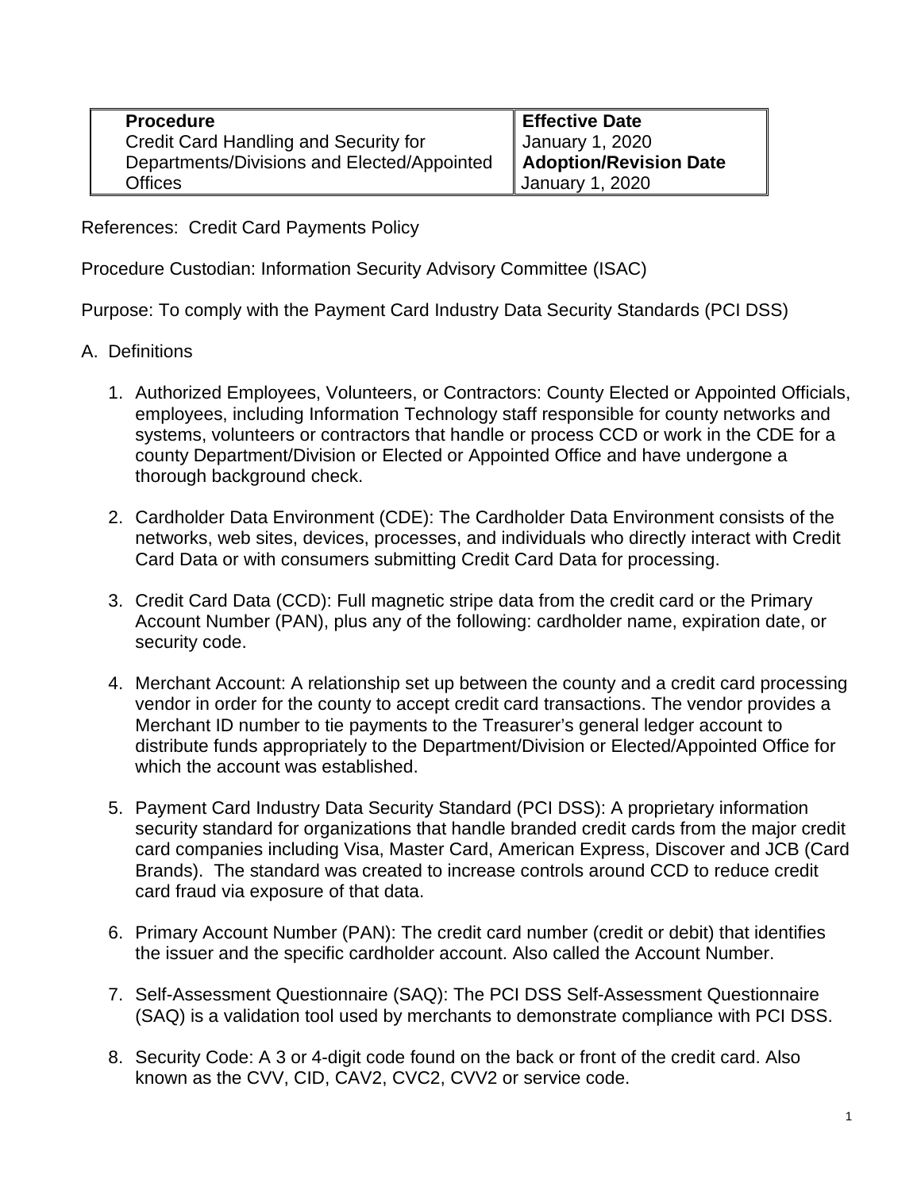| Procedure | Effective Date |
| --- | --- |
| Credit Card Handling and Security for Departments/Divisions and Elected/Appointed Offices | January 1, 2020 |
| | **Adoption/Revision Date** |
| | January 1, 2020 |

References: Credit Card Payments Policy

Procedure Custodian: Information Security Advisory Committee (ISAC)

Purpose: To comply with the Payment Card Industry Data Security Standards (PCI DSS)

A. Definitions

1. Authorized Employees, Volunteers, or Contractors: County Elected or Appointed Officials, employees, including Information Technology staff responsible for county networks and systems, volunteers or contractors that handle or process CCD or work in the CDE for a county Department/Division or Elected or Appointed Office and have undergone a thorough background check.

2. Cardholder Data Environment (CDE): The Cardholder Data Environment consists of the networks, web sites, devices, processes, and individuals who directly interact with Credit Card Data or with consumers submitting Credit Card Data for processing.

3. Credit Card Data (CCD): Full magnetic stripe data from the credit card or the Primary Account Number (PAN), plus any of the following: cardholder name, expiration date, or security code.

4. Merchant Account: A relationship set up between the county and a credit card processing vendor in order for the county to accept credit card transactions. The vendor provides a Merchant ID number to tie payments to the Treasurer's general ledger account to distribute funds appropriately to the Department/Division or Elected/Appointed Office for which the account was established.

5. Payment Card Industry Data Security Standard (PCI DSS): A proprietary information security standard for organizations that handle branded credit cards from the major credit card companies including Visa, Master Card, American Express, Discover and JCB (Card Brands). The standard was created to increase controls around CCD to reduce credit card fraud via exposure of that data.

6. Primary Account Number (PAN): The credit card number (credit or debit) that identifies the issuer and the specific cardholder account. Also called the Account Number.

7. Self-Assessment Questionnaire (SAQ): The PCI DSS Self-Assessment Questionnaire (SAQ) is a validation tool used by merchants to demonstrate compliance with PCI DSS.

8. Security Code: A 3 or 4-digit code found on the back or front of the credit card. Also known as the CVV, CID, CAV2, CVC2, CVV2 or service code.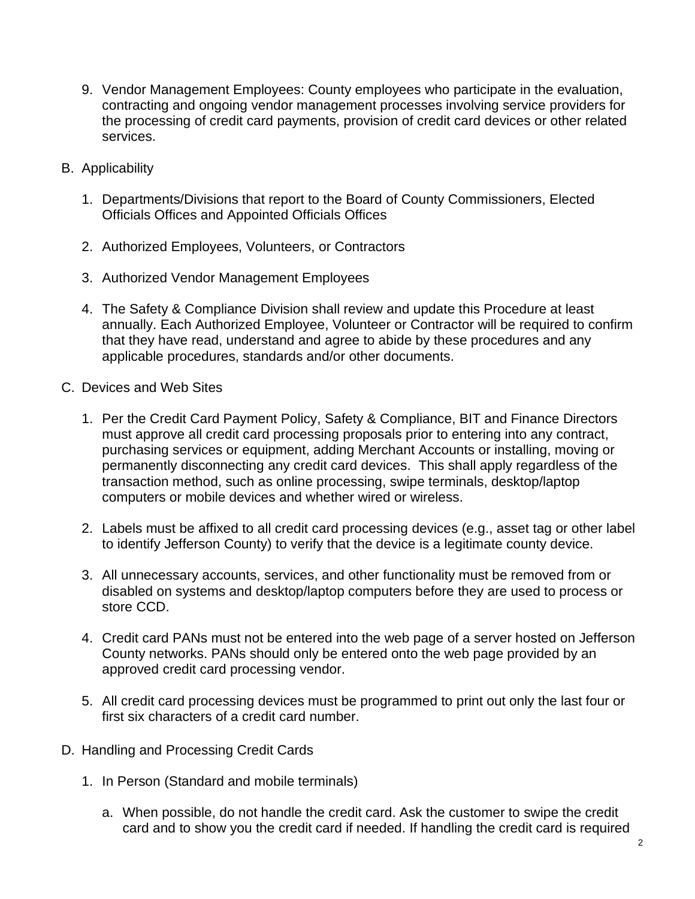9. Vendor Management Employees: County employees who participate in the evaluation, contracting and ongoing vendor management processes involving service providers for the processing of credit card payments, provision of credit card devices or other related services.

B. Applicability

1. Departments/Divisions that report to the Board of County Commissioners, Elected Officials Offices and Appointed Officials Offices

2. Authorized Employees, Volunteers, or Contractors

3. Authorized Vendor Management Employees

4. The Safety & Compliance Division shall review and update this Procedure at least annually. Each Authorized Employee, Volunteer or Contractor will be required to confirm that they have read, understand and agree to abide by these procedures and any applicable procedures, standards and/or other documents.

C. Devices and Web Sites

1. Per the Credit Card Payment Policy, Safety & Compliance, BIT and Finance Directors must approve all credit card processing proposals prior to entering into any contract, purchasing services or equipment, adding Merchant Accounts or installing, moving or permanently disconnecting any credit card devices. This shall apply regardless of the transaction method, such as online processing, swipe terminals, desktop/laptop computers or mobile devices and whether wired or wireless.

2. Labels must be affixed to all credit card processing devices (e.g., asset tag or other label to identify Jefferson County) to verify that the device is a legitimate county device.

3. All unnecessary accounts, services, and other functionality must be removed from or disabled on systems and desktop/laptop computers before they are used to process or store CCD.

4. Credit card PANs must not be entered into the web page of a server hosted on Jefferson County networks. PANs should only be entered onto the web page provided by an approved credit card processing vendor.

5. All credit card processing devices must be programmed to print out only the last four or first six characters of a credit card number.

D. Handling and Processing Credit Cards

1. In Person (Standard and mobile terminals)

   a. When possible, do not handle the credit card. Ask the customer to swipe the credit card and to show you the credit card if needed. If handling the credit card is required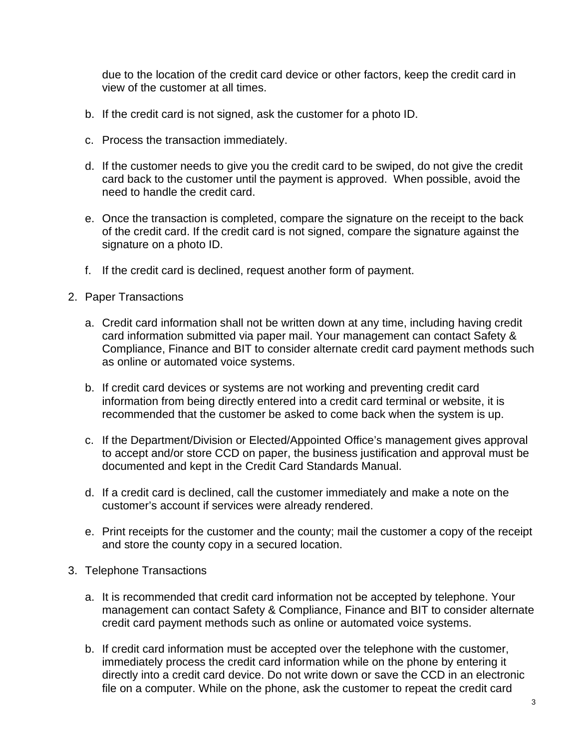due to the location of the credit card device or other factors, keep the credit card in view of the customer at all times.

b. If the credit card is not signed, ask the customer for a photo ID.

c. Process the transaction immediately.

d. If the customer needs to give you the credit card to be swiped, do not give the credit card back to the customer until the payment is approved. When possible, avoid the need to handle the credit card.

e. Once the transaction is completed, compare the signature on the receipt to the back of the credit card. If the credit card is not signed, compare the signature against the signature on a photo ID.

f. If the credit card is declined, request another form of payment.

2. Paper Transactions

   a. Credit card information shall not be written down at any time, including having credit card information submitted via paper mail. Your management can contact Safety & Compliance, Finance and BIT to consider alternate credit card payment methods such as online or automated voice systems.

   b. If credit card devices or systems are not working and preventing credit card information from being directly entered into a credit card terminal or website, it is recommended that the customer be asked to come back when the system is up.

   c. If the Department/Division or Elected/Appointed Office's management gives approval to accept and/or store CCD on paper, the business justification and approval must be documented and kept in the Credit Card Standards Manual.

   d. If a credit card is declined, call the customer immediately and make a note on the customer's account if services were already rendered.

   e. Print receipts for the customer and the county; mail the customer a copy of the receipt and store the county copy in a secured location.

3. Telephone Transactions

   a. It is recommended that credit card information not be accepted by telephone. Your management can contact Safety & Compliance, Finance and BIT to consider alternate credit card payment methods such as online or automated voice systems.

   b. If credit card information must be accepted over the telephone with the customer, immediately process the credit card information while on the phone by entering it directly into a credit card device. Do not write down or save the CCD in an electronic file on a computer. While on the phone, ask the customer to repeat the credit card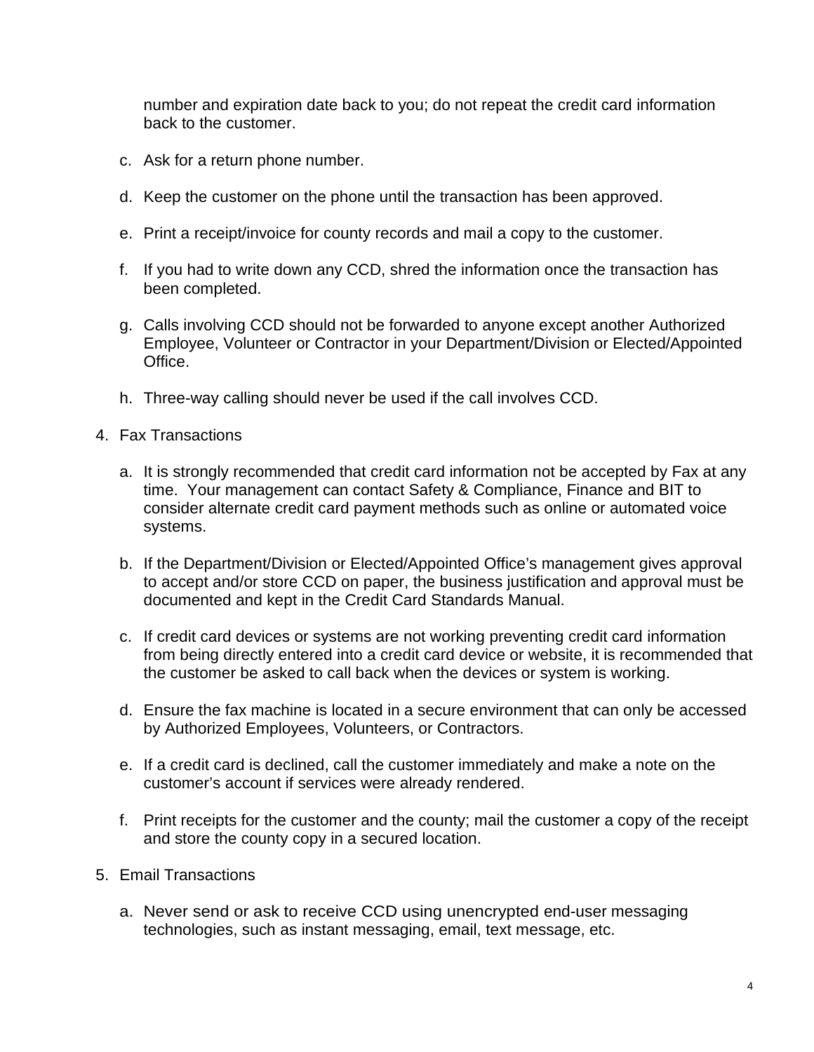number and expiration date back to you; do not repeat the credit card information back to the customer.

c. Ask for a return phone number.

d. Keep the customer on the phone until the transaction has been approved.

e. Print a receipt/invoice for county records and mail a copy to the customer.

f. If you had to write down any CCD, shred the information once the transaction has been completed.

g. Calls involving CCD should not be forwarded to anyone except another Authorized Employee, Volunteer or Contractor in your Department/Division or Elected/Appointed Office.

h. Three-way calling should never be used if the call involves CCD.

4. Fax Transactions

   a. It is strongly recommended that credit card information not be accepted by Fax at any time. Your management can contact Safety & Compliance, Finance and BIT to consider alternate credit card payment methods such as online or automated voice systems.

   b. If the Department/Division or Elected/Appointed Office's management gives approval to accept and/or store CCD on paper, the business justification and approval must be documented and kept in the Credit Card Standards Manual.

   c. If credit card devices or systems are not working preventing credit card information from being directly entered into a credit card device or website, it is recommended that the customer be asked to call back when the devices or system is working.

   d. Ensure the fax machine is located in a secure environment that can only be accessed by Authorized Employees, Volunteers, or Contractors.

   e. If a credit card is declined, call the customer immediately and make a note on the customer's account if services were already rendered.

   f. Print receipts for the customer and the county; mail the customer a copy of the receipt and store the county copy in a secured location.

5. Email Transactions

   a. Never send or ask to receive CCD using unencrypted end-user messaging technologies, such as instant messaging, email, text message, etc.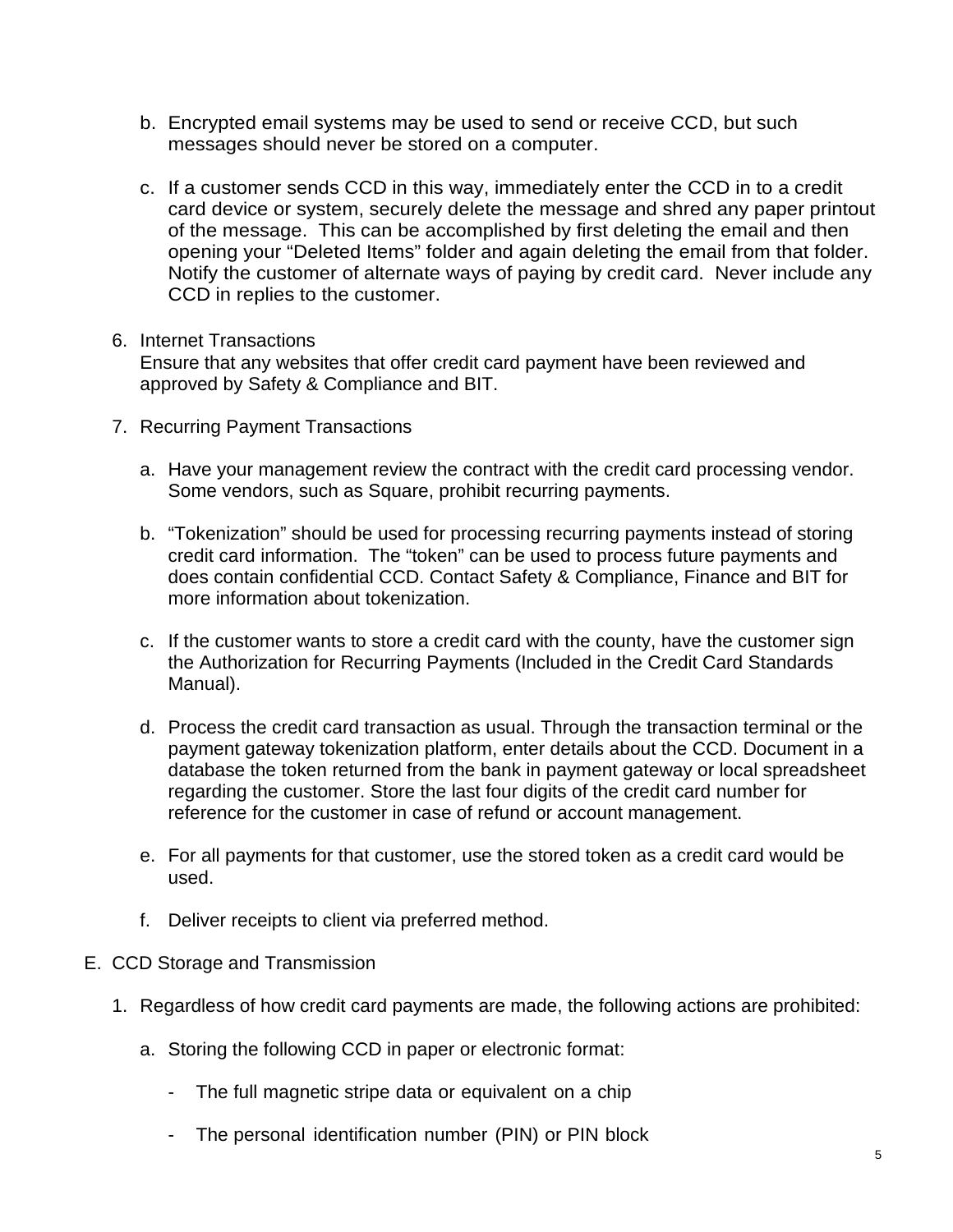b. Encrypted email systems may be used to send or receive CCD, but such messages should never be stored on a computer.

c. If a customer sends CCD in this way, immediately enter the CCD in to a credit card device or system, securely delete the message and shred any paper printout of the message. This can be accomplished by first deleting the email and then opening your "Deleted Items" folder and again deleting the email from that folder. Notify the customer of alternate ways of paying by credit card. Never include any CCD in replies to the customer.

6. Internet Transactions
   Ensure that any websites that offer credit card payment have been reviewed and approved by Safety & Compliance and BIT.

7. Recurring Payment Transactions

   a. Have your management review the contract with the credit card processing vendor. Some vendors, such as Square, prohibit recurring payments.

   b. "Tokenization" should be used for processing recurring payments instead of storing credit card information. The "token" can be used to process future payments and does contain confidential CCD. Contact Safety & Compliance, Finance and BIT for more information about tokenization.

   c. If the customer wants to store a credit card with the county, have the customer sign the Authorization for Recurring Payments (Included in the Credit Card Standards Manual).

   d. Process the credit card transaction as usual. Through the transaction terminal or the payment gateway tokenization platform, enter details about the CCD. Document in a database the token returned from the bank in payment gateway or local spreadsheet regarding the customer. Store the last four digits of the credit card number for reference for the customer in case of refund or account management.

   e. For all payments for that customer, use the stored token as a credit card would be used.

   f. Deliver receipts to client via preferred method.

E. CCD Storage and Transmission

   1. Regardless of how credit card payments are made, the following actions are prohibited:

      a. Storing the following CCD in paper or electronic format:

         - The full magnetic stripe data or equivalent on a chip

         - The personal identification number (PIN) or PIN block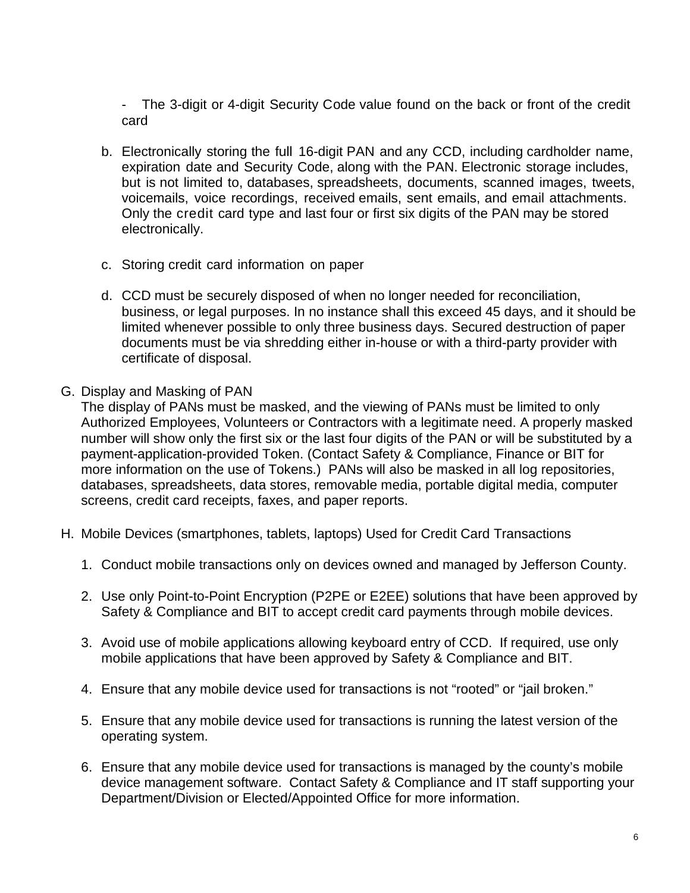- The 3-digit or 4-digit Security Code value found on the back or front of the credit card

b. Electronically storing the full 16-digit PAN and any CCD, including cardholder name, expiration date and Security Code, along with the PAN. Electronic storage includes, but is not limited to, databases, spreadsheets, documents, scanned images, tweets, voicemails, voice recordings, received emails, sent emails, and email attachments. Only the credit card type and last four or first six digits of the PAN may be stored electronically.

c. Storing credit card information on paper

d. CCD must be securely disposed of when no longer needed for reconciliation, business, or legal purposes. In no instance shall this exceed 45 days, and it should be limited whenever possible to only three business days. Secured destruction of paper documents must be via shredding either in-house or with a third-party provider with certificate of disposal.

G. Display and Masking of PAN

The display of PANs must be masked, and the viewing of PANs must be limited to only Authorized Employees, Volunteers or Contractors with a legitimate need. A properly masked number will show only the first six or the last four digits of the PAN or will be substituted by a payment-application-provided Token. (Contact Safety & Compliance, Finance or BIT for more information on the use of Tokens.) PANs will also be masked in all log repositories, databases, spreadsheets, data stores, removable media, portable digital media, computer screens, credit card receipts, faxes, and paper reports.

H. Mobile Devices (smartphones, tablets, laptops) Used for Credit Card Transactions

1. Conduct mobile transactions only on devices owned and managed by Jefferson County.

2. Use only Point-to-Point Encryption (P2PE or E2EE) solutions that have been approved by Safety & Compliance and BIT to accept credit card payments through mobile devices.

3. Avoid use of mobile applications allowing keyboard entry of CCD. If required, use only mobile applications that have been approved by Safety & Compliance and BIT.

4. Ensure that any mobile device used for transactions is not “rooted” or “jail broken.”

5. Ensure that any mobile device used for transactions is running the latest version of the operating system.

6. Ensure that any mobile device used for transactions is managed by the county’s mobile device management software. Contact Safety & Compliance and IT staff supporting your Department/Division or Elected/Appointed Office for more information.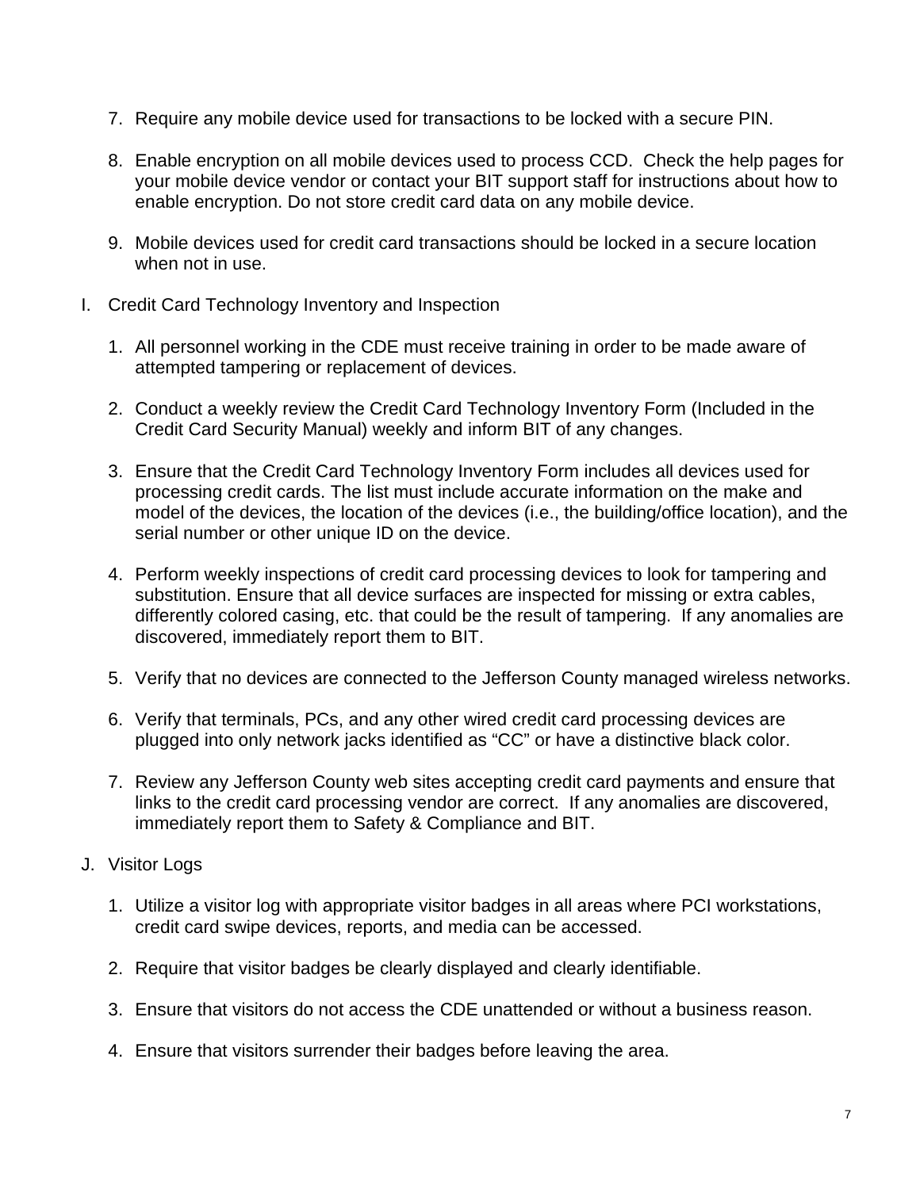7. Require any mobile device used for transactions to be locked with a secure PIN.

8. Enable encryption on all mobile devices used to process CCD. Check the help pages for your mobile device vendor or contact your BIT support staff for instructions about how to enable encryption. Do not store credit card data on any mobile device.

9. Mobile devices used for credit card transactions should be locked in a secure location when not in use.

I. Credit Card Technology Inventory and Inspection

   1. All personnel working in the CDE must receive training in order to be made aware of attempted tampering or replacement of devices.

   2. Conduct a weekly review the Credit Card Technology Inventory Form (Included in the Credit Card Security Manual) weekly and inform BIT of any changes.

   3. Ensure that the Credit Card Technology Inventory Form includes all devices used for processing credit cards. The list must include accurate information on the make and model of the devices, the location of the devices (i.e., the building/office location), and the serial number or other unique ID on the device.

   4. Perform weekly inspections of credit card processing devices to look for tampering and substitution. Ensure that all device surfaces are inspected for missing or extra cables, differently colored casing, etc. that could be the result of tampering. If any anomalies are discovered, immediately report them to BIT.

   5. Verify that no devices are connected to the Jefferson County managed wireless networks.

   6. Verify that terminals, PCs, and any other wired credit card processing devices are plugged into only network jacks identified as “CC” or have a distinctive black color.

   7. Review any Jefferson County web sites accepting credit card payments and ensure that links to the credit card processing vendor are correct. If any anomalies are discovered, immediately report them to Safety & Compliance and BIT.

J. Visitor Logs

   1. Utilize a visitor log with appropriate visitor badges in all areas where PCI workstations, credit card swipe devices, reports, and media can be accessed.

   2. Require that visitor badges be clearly displayed and clearly identifiable.

   3. Ensure that visitors do not access the CDE unattended or without a business reason.

   4. Ensure that visitors surrender their badges before leaving the area.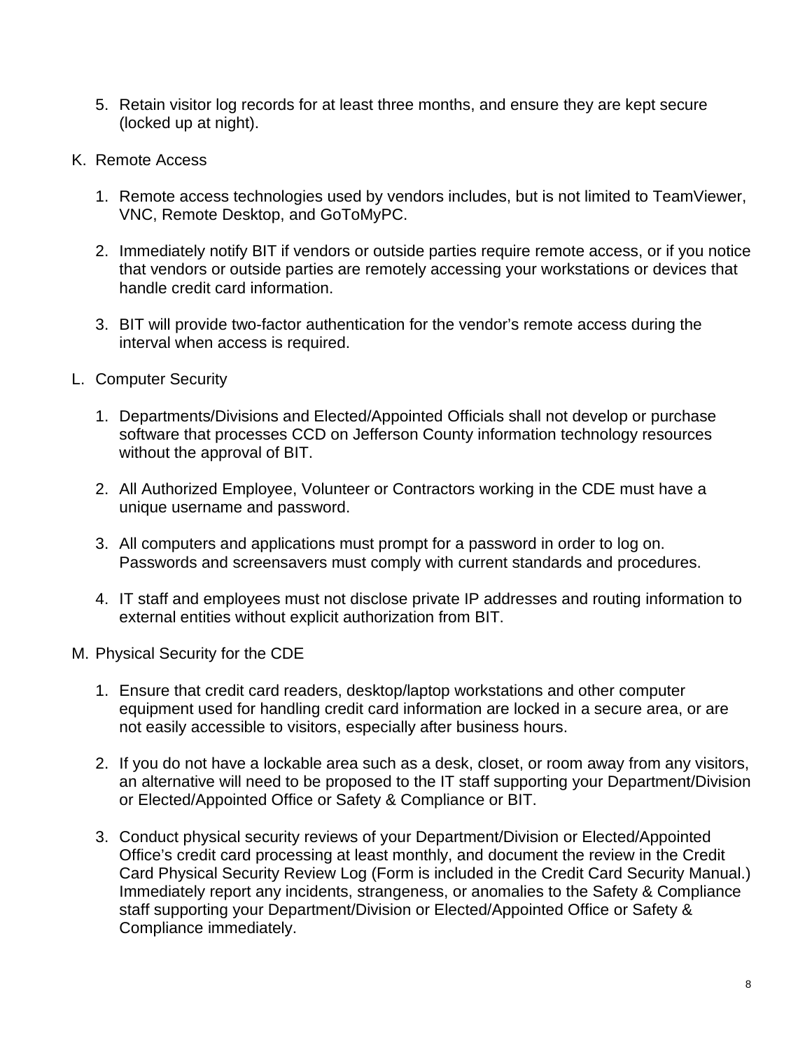5. Retain visitor log records for at least three months, and ensure they are kept secure (locked up at night).

K. Remote Access

1. Remote access technologies used by vendors includes, but is not limited to TeamViewer, VNC, Remote Desktop, and GoToMyPC.

2. Immediately notify BIT if vendors or outside parties require remote access, or if you notice that vendors or outside parties are remotely accessing your workstations or devices that handle credit card information.

3. BIT will provide two-factor authentication for the vendor's remote access during the interval when access is required.

L. Computer Security

1. Departments/Divisions and Elected/Appointed Officials shall not develop or purchase software that processes CCD on Jefferson County information technology resources without the approval of BIT.

2. All Authorized Employee, Volunteer or Contractors working in the CDE must have a unique username and password.

3. All computers and applications must prompt for a password in order to log on. Passwords and screensavers must comply with current standards and procedures.

4. IT staff and employees must not disclose private IP addresses and routing information to external entities without explicit authorization from BIT.

M. Physical Security for the CDE

1. Ensure that credit card readers, desktop/laptop workstations and other computer equipment used for handling credit card information are locked in a secure area, or are not easily accessible to visitors, especially after business hours.

2. If you do not have a lockable area such as a desk, closet, or room away from any visitors, an alternative will need to be proposed to the IT staff supporting your Department/Division or Elected/Appointed Office or Safety & Compliance or BIT.

3. Conduct physical security reviews of your Department/Division or Elected/Appointed Office's credit card processing at least monthly, and document the review in the Credit Card Physical Security Review Log (Form is included in the Credit Card Security Manual.) Immediately report any incidents, strangeness, or anomalies to the Safety & Compliance staff supporting your Department/Division or Elected/Appointed Office or Safety & Compliance immediately.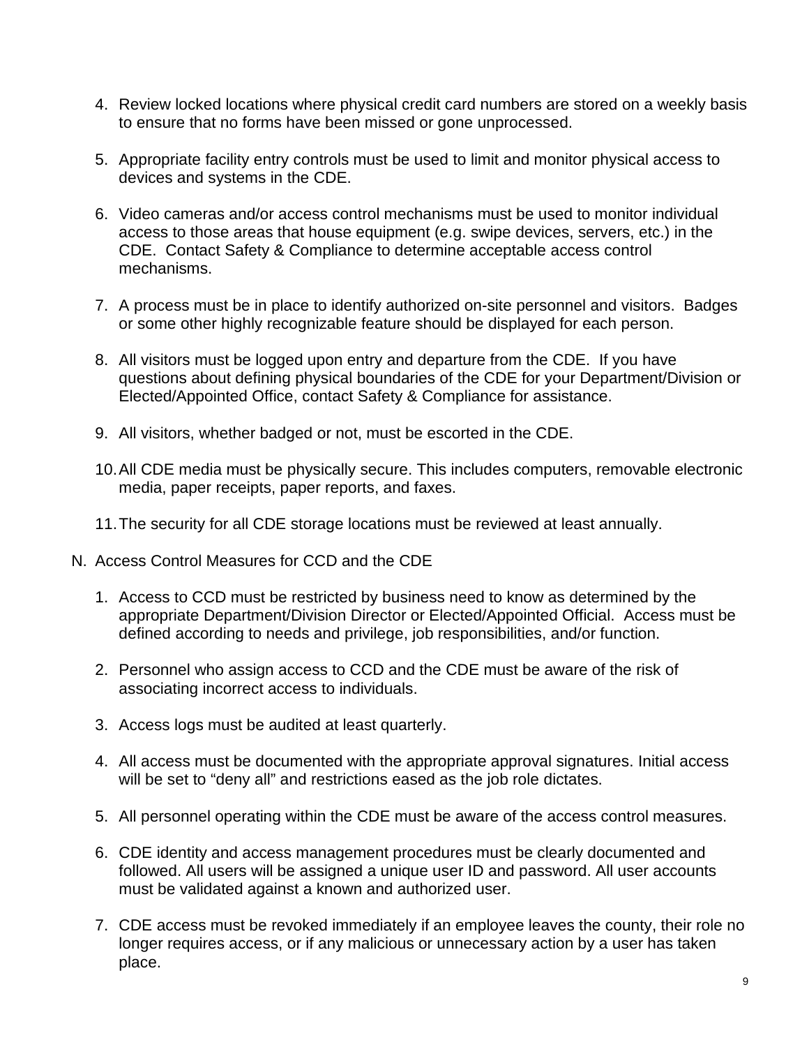4. Review locked locations where physical credit card numbers are stored on a weekly basis to ensure that no forms have been missed or gone unprocessed.

5. Appropriate facility entry controls must be used to limit and monitor physical access to devices and systems in the CDE.

6. Video cameras and/or access control mechanisms must be used to monitor individual access to those areas that house equipment (e.g. swipe devices, servers, etc.) in the CDE. Contact Safety & Compliance to determine acceptable access control mechanisms.

7. A process must be in place to identify authorized on-site personnel and visitors. Badges or some other highly recognizable feature should be displayed for each person.

8. All visitors must be logged upon entry and departure from the CDE. If you have questions about defining physical boundaries of the CDE for your Department/Division or Elected/Appointed Office, contact Safety & Compliance for assistance.

9. All visitors, whether badged or not, must be escorted in the CDE.

10. All CDE media must be physically secure. This includes computers, removable electronic media, paper receipts, paper reports, and faxes.

11. The security for all CDE storage locations must be reviewed at least annually.

N. Access Control Measures for CCD and the CDE

1. Access to CCD must be restricted by business need to know as determined by the appropriate Department/Division Director or Elected/Appointed Official. Access must be defined according to needs and privilege, job responsibilities, and/or function.

2. Personnel who assign access to CCD and the CDE must be aware of the risk of associating incorrect access to individuals.

3. Access logs must be audited at least quarterly.

4. All access must be documented with the appropriate approval signatures. Initial access will be set to "deny all" and restrictions eased as the job role dictates.

5. All personnel operating within the CDE must be aware of the access control measures.

6. CDE identity and access management procedures must be clearly documented and followed. All users will be assigned a unique user ID and password. All user accounts must be validated against a known and authorized user.

7. CDE access must be revoked immediately if an employee leaves the county, their role no longer requires access, or if any malicious or unnecessary action by a user has taken place.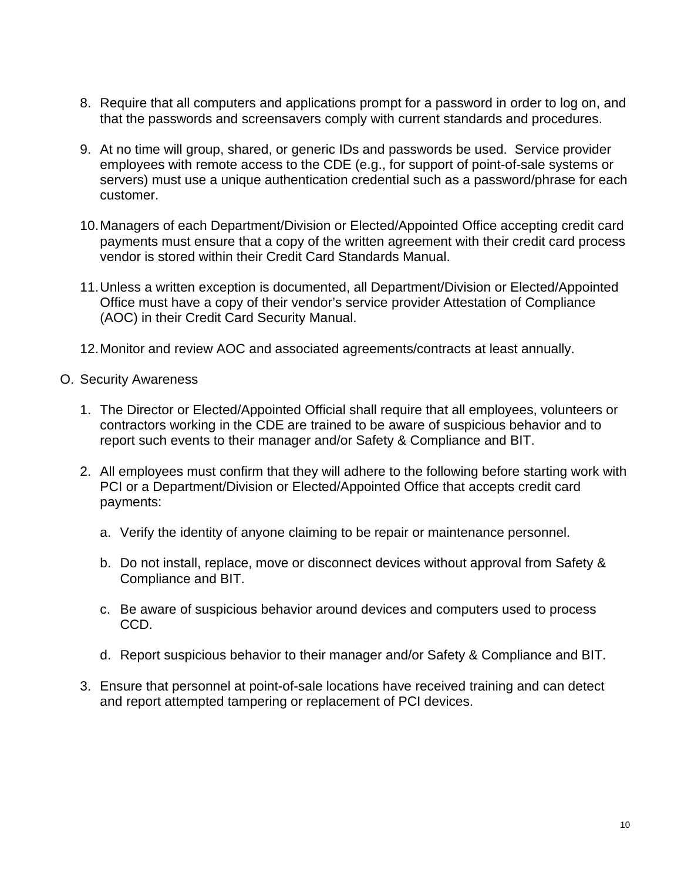8. Require that all computers and applications prompt for a password in order to log on, and that the passwords and screensavers comply with current standards and procedures.

9. At no time will group, shared, or generic IDs and passwords be used. Service provider employees with remote access to the CDE (e.g., for support of point-of-sale systems or servers) must use a unique authentication credential such as a password/phrase for each customer.

10. Managers of each Department/Division or Elected/Appointed Office accepting credit card payments must ensure that a copy of the written agreement with their credit card process vendor is stored within their Credit Card Standards Manual.

11. Unless a written exception is documented, all Department/Division or Elected/Appointed Office must have a copy of their vendor's service provider Attestation of Compliance (AOC) in their Credit Card Security Manual.

12. Monitor and review AOC and associated agreements/contracts at least annually.

O. Security Awareness

1. The Director or Elected/Appointed Official shall require that all employees, volunteers or contractors working in the CDE are trained to be aware of suspicious behavior and to report such events to their manager and/or Safety & Compliance and BIT.

2. All employees must confirm that they will adhere to the following before starting work with PCI or a Department/Division or Elected/Appointed Office that accepts credit card payments:

   a. Verify the identity of anyone claiming to be repair or maintenance personnel.

   b. Do not install, replace, move or disconnect devices without approval from Safety & Compliance and BIT.

   c. Be aware of suspicious behavior around devices and computers used to process CCD.

   d. Report suspicious behavior to their manager and/or Safety & Compliance and BIT.

3. Ensure that personnel at point-of-sale locations have received training and can detect and report attempted tampering or replacement of PCI devices.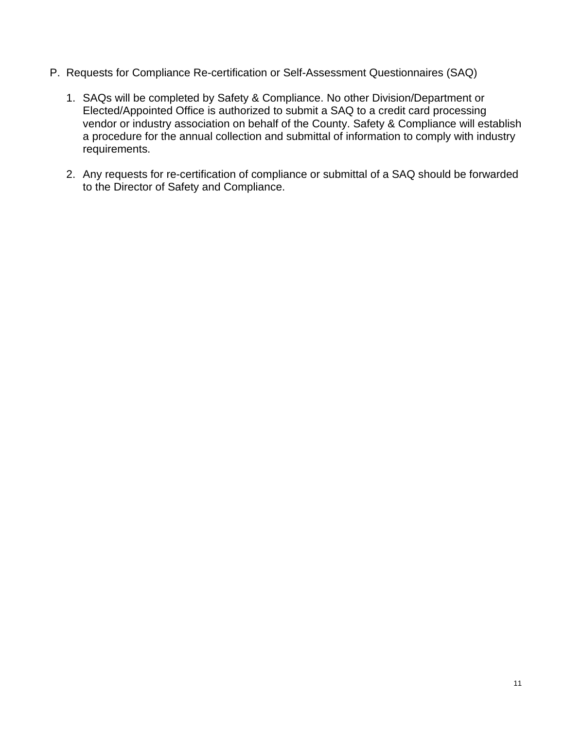P. Requests for Compliance Re-certification or Self-Assessment Questionnaires (SAQ)

1. SAQs will be completed by Safety & Compliance. No other Division/Department or Elected/Appointed Office is authorized to submit a SAQ to a credit card processing vendor or industry association on behalf of the County. Safety & Compliance will establish a procedure for the annual collection and submittal of information to comply with industry requirements.

2. Any requests for re-certification of compliance or submittal of a SAQ should be forwarded to the Director of Safety and Compliance.